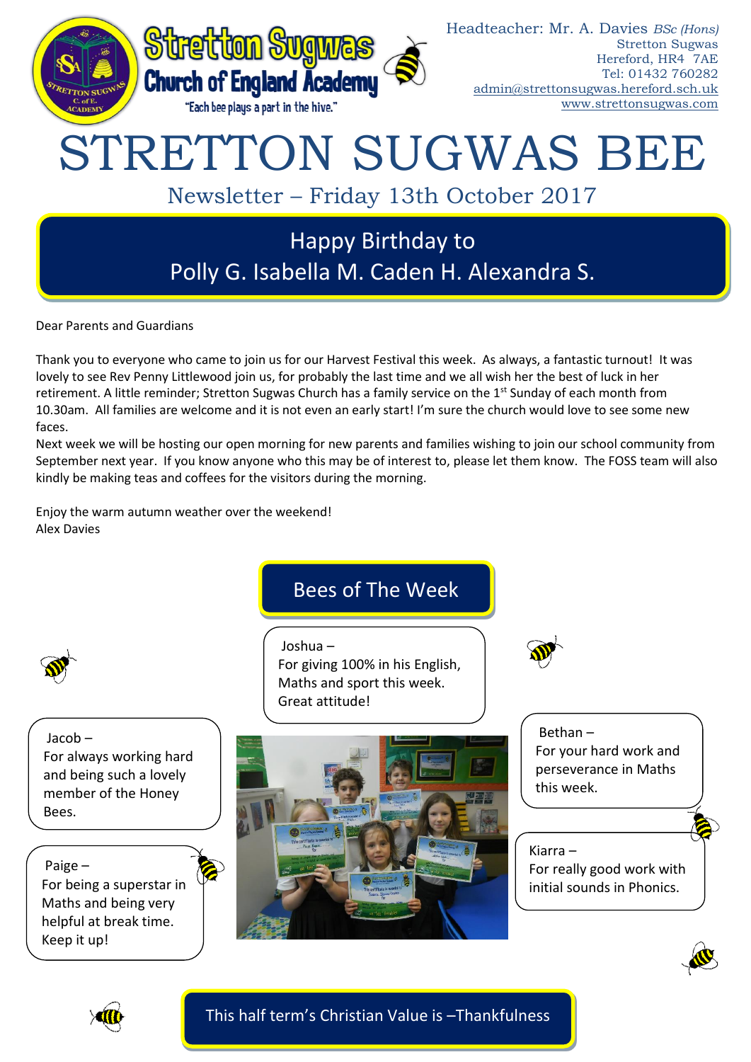**Stretton Sugwas Church of England Academy**
"Each bee plays a part in the hive."

Headteacher: Mr. A. Davies *BSc (Hons)*
Stretton Sugwas
Hereford, HR4 7AE
Tel: 01432 760282
admin@strettonsugwas.hereford.sch.uk
www.strettonsugwas.com

# STRETTON SUGWAS BEE

## Newsletter – Friday 13th October 2017

### Happy Birthday to
### Polly G. Isabella M. Caden H. Alexandra S.

Dear Parents and Guardians

Thank you to everyone who came to join us for our Harvest Festival this week. As always, a fantastic turnout! It was lovely to see Rev Penny Littlewood join us, for probably the last time and we all wish her the best of luck in her retirement. A little reminder; Stretton Sugwas Church has a family service on the 1st Sunday of each month from 10.30am. All families are welcome and it is not even an early start! I'm sure the church would love to see some new faces.

Next week we will be hosting our open morning for new parents and families wishing to join our school community from September next year. If you know anyone who this may be of interest to, please let them know. The FOSS team will also kindly be making teas and coffees for the visitors during the morning.

Enjoy the warm autumn weather over the weekend!
Alex Davies

## Bees of The Week

Joshua – For giving 100% in his English, Maths and sport this week. Great attitude!

Jacob – For always working hard and being such a lovely member of the Honey Bees.

Bethan – For your hard work and perseverance in Maths this week.

Paige – For being a superstar in Maths and being very helpful at break time. Keep it up!

Kiarra – For really good work with initial sounds in Phonics.

**This half term's Christian Value is –Thankfulness**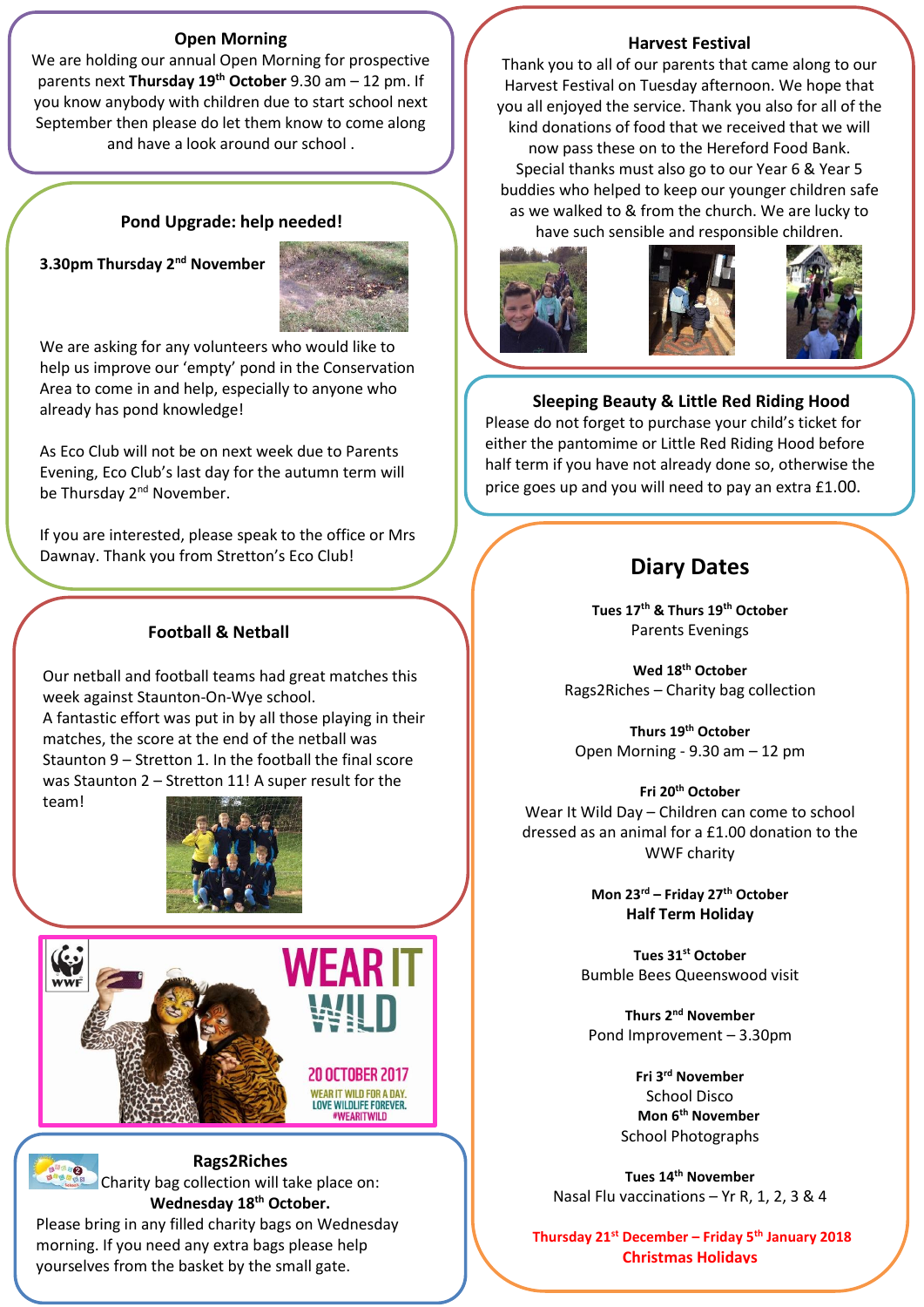## Open Morning

We are holding our annual Open Morning for prospective parents next **Thursday 19th October** 9.30 am – 12 pm. If you know anybody with children due to start school next September then please do let them know to come along and have a look around our school .

## Pond Upgrade: help needed!

**3.30pm Thursday 2nd November**

We are asking for any volunteers who would like to help us improve our 'empty' pond in the Conservation Area to come in and help, especially to anyone who already has pond knowledge!

As Eco Club will not be on next week due to Parents Evening, Eco Club's last day for the autumn term will be Thursday 2nd November.

If you are interested, please speak to the office or Mrs Dawnay. Thank you from Stretton's Eco Club!

## Football & Netball

Our netball and football teams had great matches this week against Staunton-On-Wye school.
A fantastic effort was put in by all those playing in their matches, the score at the end of the netball was Staunton 9 – Stretton 1. In the football the final score was Staunton 2 – Stretton 11! A super result for the team!

WEAR IT WILD
20 OCTOBER 2017
WEAR IT WILD FOR A DAY. LOVE WILDLIFE FOREVER. #WEARITWILD

## Rags2Riches

Charity bag collection will take place on:
**Wednesday 18th October.**
Please bring in any filled charity bags on Wednesday morning. If you need any extra bags please help yourselves from the basket by the small gate.

## Harvest Festival

Thank you to all of our parents that came along to our Harvest Festival on Tuesday afternoon. We hope that you all enjoyed the service. Thank you also for all of the kind donations of food that we received that we will now pass these on to the Hereford Food Bank. Special thanks must also go to our Year 6 & Year 5 buddies who helped to keep our younger children safe as we walked to & from the church. We are lucky to have such sensible and responsible children.

## Sleeping Beauty & Little Red Riding Hood

Please do not forget to purchase your child's ticket for either the pantomime or Little Red Riding Hood before half term if you have not already done so, otherwise the price goes up and you will need to pay an extra £1.00.

## Diary Dates

**Tues 17th & Thurs 19th October**
Parents Evenings

**Wed 18th October**
Rags2Riches – Charity bag collection

**Thurs 19th October**
Open Morning - 9.30 am – 12 pm

**Fri 20th October**
Wear It Wild Day – Children can come to school dressed as an animal for a £1.00 donation to the WWF charity

**Mon 23rd – Friday 27th October**
**Half Term Holiday**

**Tues 31st October**
Bumble Bees Queenswood visit

**Thurs 2nd November**
Pond Improvement – 3.30pm

**Fri 3rd November**
School Disco
**Mon 6th November**
School Photographs

**Tues 14th November**
Nasal Flu vaccinations – Yr R, 1, 2, 3 & 4

**Thursday 21st December – Friday 5th January 2018**
**Christmas Holidays**